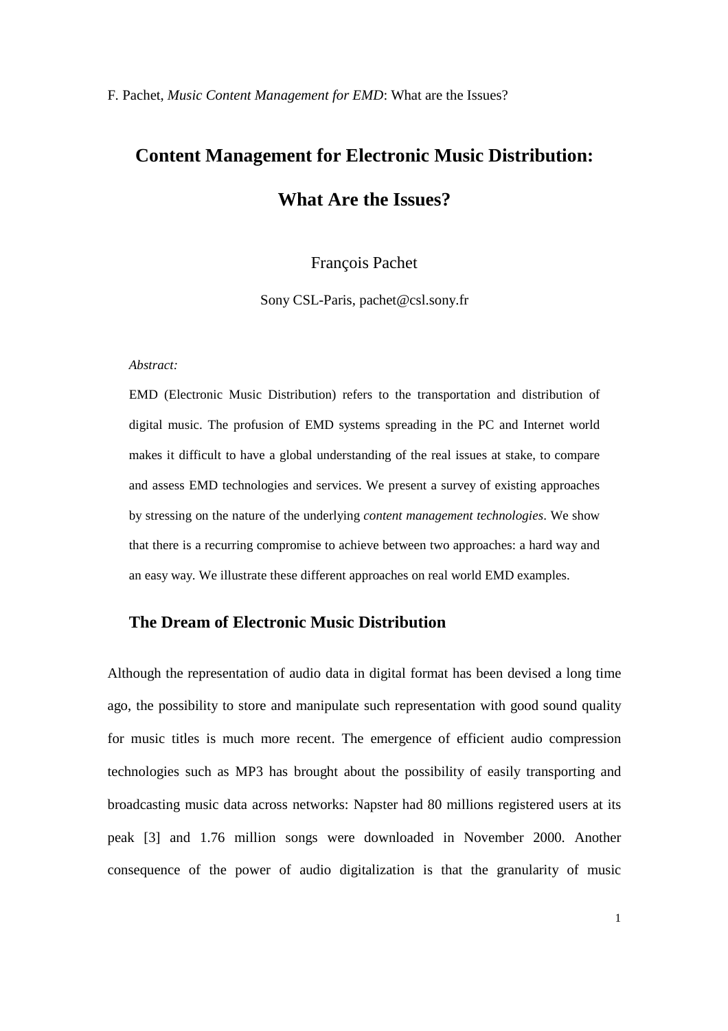# Content Management for Electronic Music Distribution: What Are the Issues?

François Pachet

Sony CSL-Paris, pachet@csl.sony.fr

*Abstract:*

EMD (Electronic Music Distribution) refers to the transportation and distribution of digital music. The profusion of EMD systems spreading in the PC and Internet world makes it difficult to have a global understanding of the real issues at stake, to compare and assess EMD technologies and services. We present a survey of existing approaches by stressing on the nature of the underlying *content management technologies*. We show that there is a recurring compromise to achieve between two approaches: a hard way and an easy way. We illustrate these different approaches on real world EMD examples.

## The Dream of Electronic Music Distribution

Although the representation of audio data in digital format has been devised a long time ago, the possibility to store and manipulate such representation with good sound quality for music titles is much more recent. The emergence of efficient audio compression technologies such as MP3 has brought about the possibility of easily transporting and broadcasting music data across networks: Napster had 80 millions registered users at its peak [3] and 1.76 million songs were downloaded in November 2000. Another consequence of the power of audio digitalization is that the granularity of music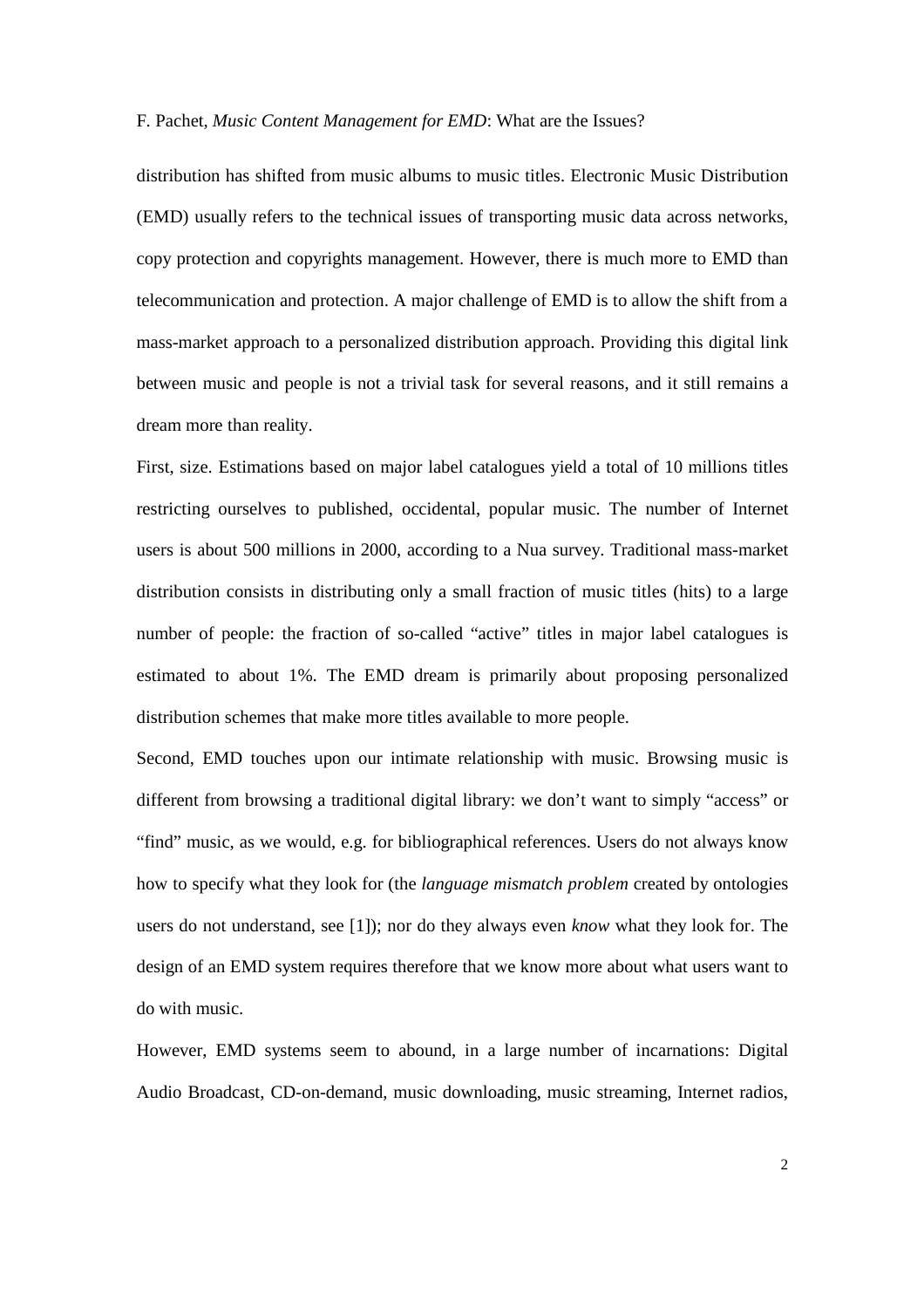distribution has shifted from music albums to music titles. Electronic Music Distribution (EMD) usually refers to the technical issues of transporting music data across networks, copy protection and copyrights management. However, there is much more to EMD than telecommunication and protection. A major challenge of EMD is to allow the shift from a mass-market approach to a personalized distribution approach. Providing this digital link between music and people is not a trivial task for several reasons, and it still remains a dream more than reality.

First, size. Estimations based on major label catalogues yield a total of 10 millions titles restricting ourselves to published, occidental, popular music. The number of Internet users is about 500 millions in 2000, according to a Nua survey. Traditional mass-market distribution consists in distributing only a small fraction of music titles (hits) to a large number of people: the fraction of so-called "active" titles in major label catalogues is estimated to about 1%. The EMD dream is primarily about proposing personalized distribution schemes that make more titles available to more people.

Second, EMD touches upon our intimate relationship with music. Browsing music is different from browsing a traditional digital library: we don't want to simply "access" or "find" music, as we would, e.g. for bibliographical references. Users do not always know how to specify what they look for (the *language mismatch problem* created by ontologies users do not understand, see [1]); nor do they always even *know* what they look for. The design of an EMD system requires therefore that we know more about what users want to do with music.

However, EMD systems seem to abound, in a large number of incarnations: Digital Audio Broadcast, CD-on-demand, music downloading, music streaming, Internet radios,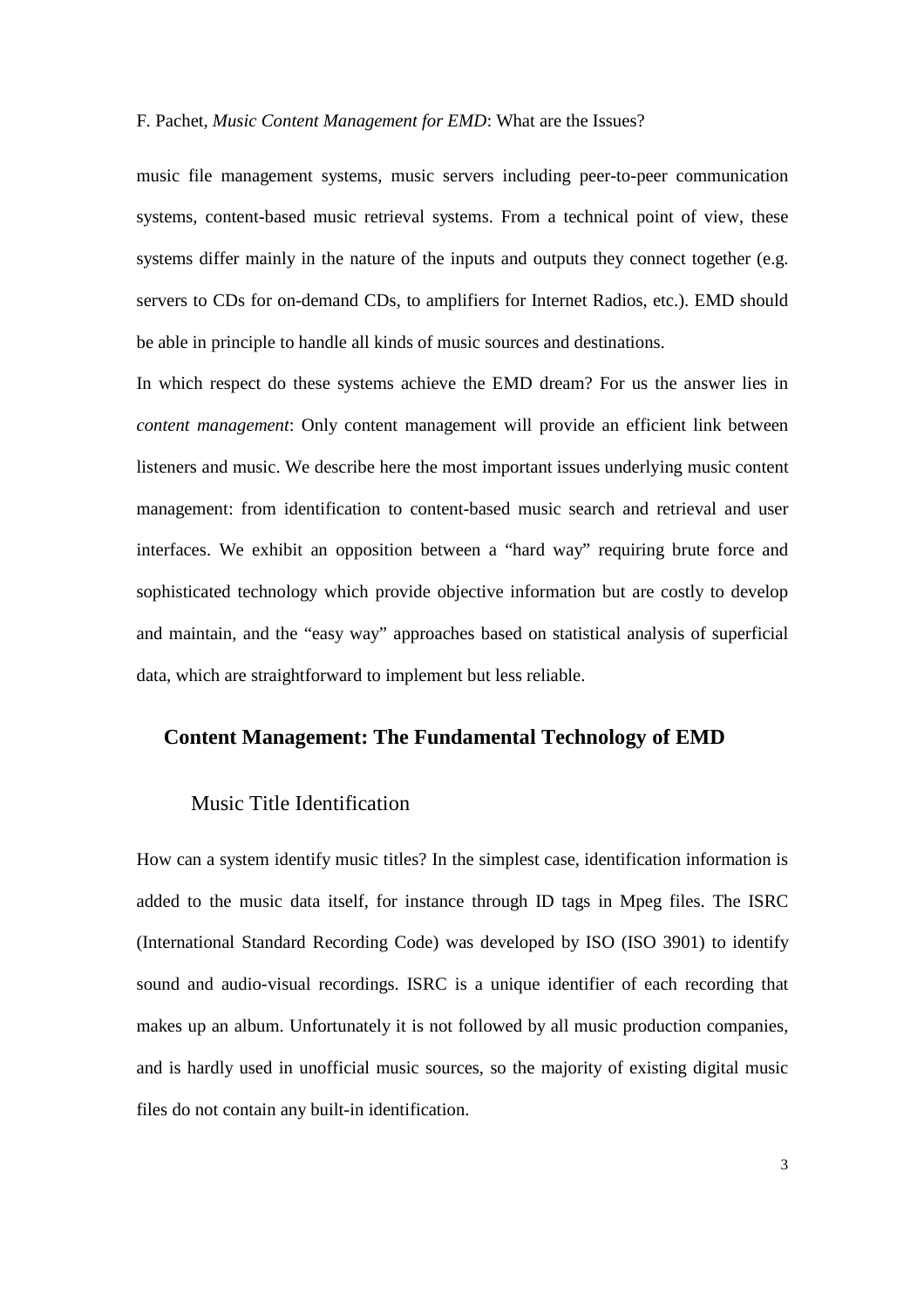music file management systems, music servers including peer-to-peer communication systems, content-based music retrieval systems. From a technical point of view, these systems differ mainly in the nature of the inputs and outputs they connect together (e.g. servers to CDs for on-demand CDs, to amplifiers for Internet Radios, etc.). EMD should be able in principle to handle all kinds of music sources and destinations.

In which respect do these systems achieve the EMD dream? For us the answer lies in *content management*: Only content management will provide an efficient link between listeners and music. We describe here the most important issues underlying music content management: from identification to content-based music search and retrieval and user interfaces. We exhibit an opposition between a "hard way" requiring brute force and sophisticated technology which provide objective information but are costly to develop and maintain, and the "easy way" approaches based on statistical analysis of superficial data, which are straightforward to implement but less reliable.

## Content Management: The Fundamental Technology of EMD

### Music Title Identification

How can a system identify music titles? In the simplest case, identification information is added to the music data itself, for instance through ID tags in Mpeg files. The ISRC (International Standard Recording Code) was developed by ISO (ISO 3901) to identify sound and audio-visual recordings. ISRC is a unique identifier of each recording that makes up an album. Unfortunately it is not followed by all music production companies, and is hardly used in unofficial music sources, so the majority of existing digital music files do not contain any built-in identification.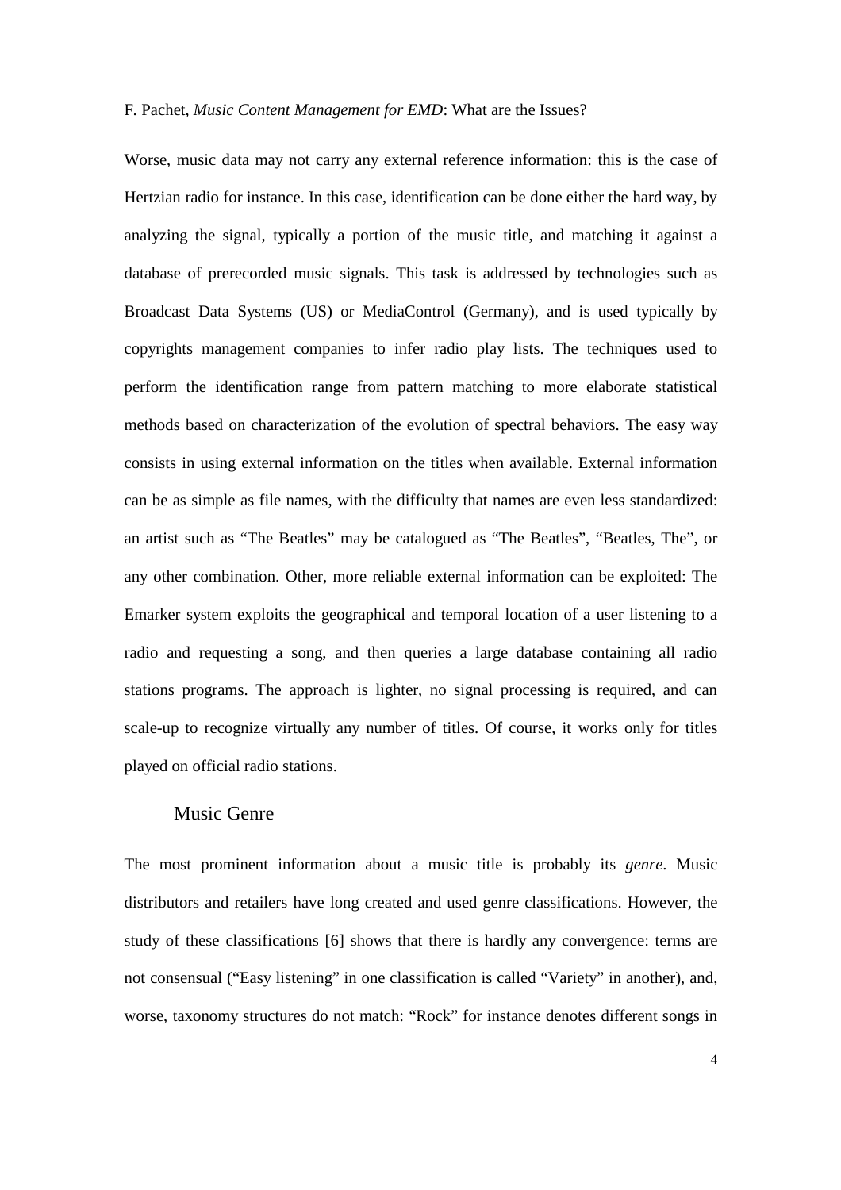Worse, music data may not carry any external reference information: this is the case of Hertzian radio for instance. In this case, identification can be done either the hard way, by analyzing the signal, typically a portion of the music title, and matching it against a database of prerecorded music signals. This task is addressed by technologies such as Broadcast Data Systems (US) or MediaControl (Germany), and is used typically by copyrights management companies to infer radio play lists. The techniques used to perform the identification range from pattern matching to more elaborate statistical methods based on characterization of the evolution of spectral behaviors. The easy way consists in using external information on the titles when available. External information can be as simple as file names, with the difficulty that names are even less standardized: an artist such as "The Beatles" may be catalogued as "The Beatles", "Beatles, The", or any other combination. Other, more reliable external information can be exploited: The Emarker system exploits the geographical and temporal location of a user listening to a radio and requesting a song, and then queries a large database containing all radio stations programs. The approach is lighter, no signal processing is required, and can scale-up to recognize virtually any number of titles. Of course, it works only for titles played on official radio stations.

## Music Genre

The most prominent information about a music title is probably its *genre*. Music distributors and retailers have long created and used genre classifications. However, the study of these classifications [6] shows that there is hardly any convergence: terms are not consensual ("Easy listening" in one classification is called "Variety" in another), and, worse, taxonomy structures do not match: "Rock" for instance denotes different songs in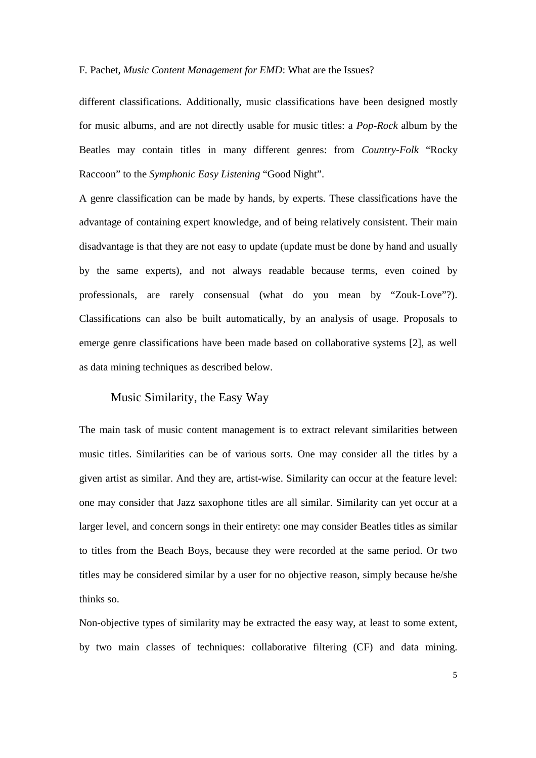different classifications. Additionally, music classifications have been designed mostly for music albums, and are not directly usable for music titles: a *Pop-Rock* album by the Beatles may contain titles in many different genres: from *Country-Folk* "Rocky Raccoon" to the *Symphonic Easy Listening* "Good Night".

A genre classification can be made by hands, by experts. These classifications have the advantage of containing expert knowledge, and of being relatively consistent. Their main disadvantage is that they are not easy to update (update must be done by hand and usually by the same experts), and not always readable because terms, even coined by professionals, are rarely consensual (what do you mean by "Zouk-Love"?). Classifications can also be built automatically, by an analysis of usage. Proposals to emerge genre classifications have been made based on collaborative systems [2], as well as data mining techniques as described below.

## Music Similarity, the Easy Way

The main task of music content management is to extract relevant similarities between music titles. Similarities can be of various sorts. One may consider all the titles by a given artist as similar. And they are, artist-wise. Similarity can occur at the feature level: one may consider that Jazz saxophone titles are all similar. Similarity can yet occur at a larger level, and concern songs in their entirety: one may consider Beatles titles as similar to titles from the Beach Boys, because they were recorded at the same period. Or two titles may be considered similar by a user for no objective reason, simply because he/she thinks so.

Non-objective types of similarity may be extracted the easy way, at least to some extent, by two main classes of techniques: collaborative filtering (CF) and data mining.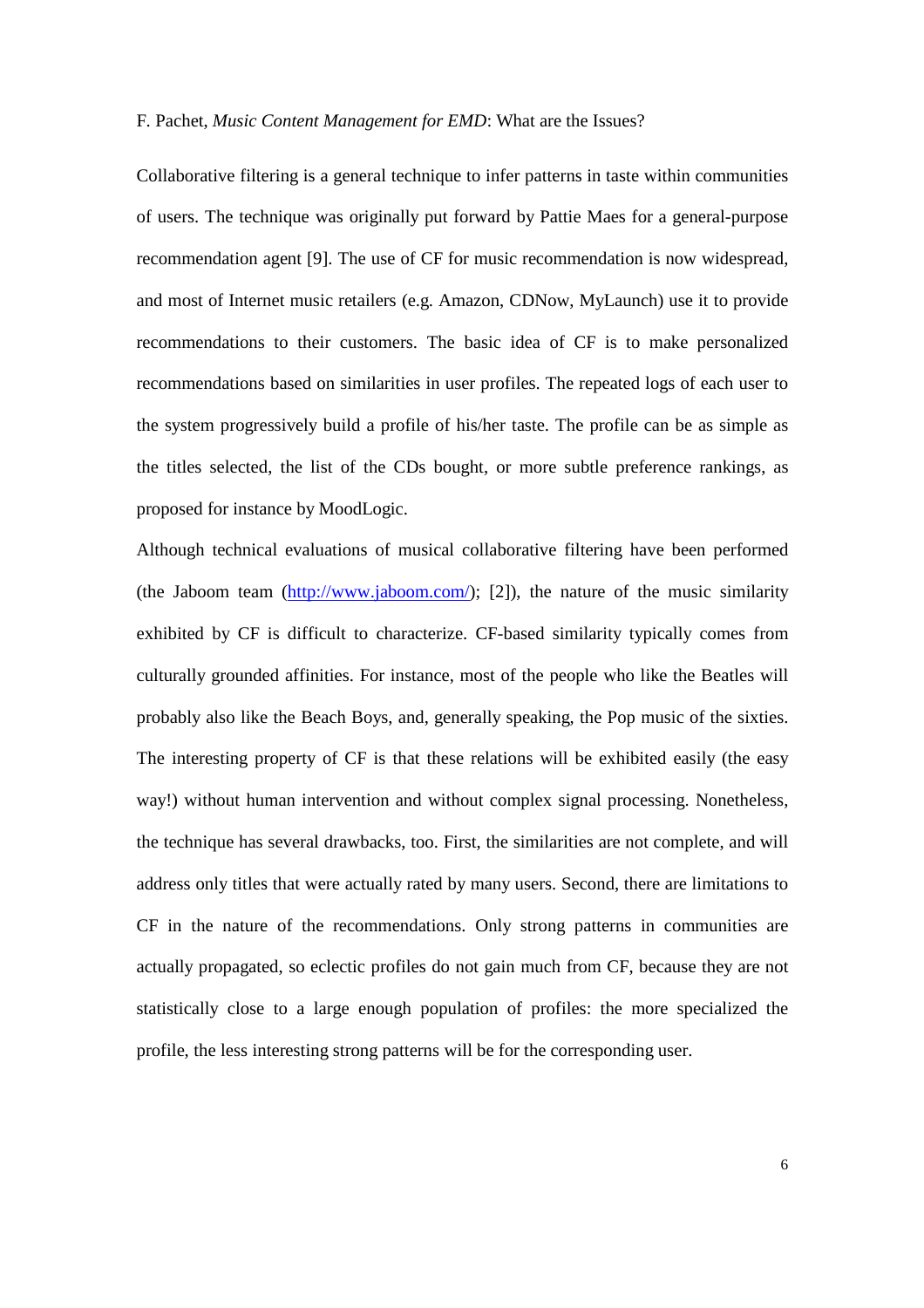Collaborative filtering is a general technique to infer patterns in taste within communities of users. The technique was originally put forward by Pattie Maes for a general-purpose recommendation agent [9]. The use of CF for music recommendation is now widespread, and most of Internet music retailers (e.g. Amazon, CDNow, MyLaunch) use it to provide recommendations to their customers. The basic idea of CF is to make personalized recommendations based on similarities in user profiles. The repeated logs of each user to the system progressively build a profile of his/her taste. The profile can be as simple as the titles selected, the list of the CDs bought, or more subtle preference rankings, as proposed for instance by MoodLogic.

Although technical evaluations of musical collaborative filtering have been performed (the Jaboom team (http://www.jaboom.com/); [2]), the nature of the music similarity exhibited by CF is difficult to characterize. CF-based similarity typically comes from culturally grounded affinities. For instance, most of the people who like the Beatles will probably also like the Beach Boys, and, generally speaking, the Pop music of the sixties. The interesting property of CF is that these relations will be exhibited easily (the easy way!) without human intervention and without complex signal processing. Nonetheless, the technique has several drawbacks, too. First, the similarities are not complete, and will address only titles that were actually rated by many users. Second, there are limitations to CF in the nature of the recommendations. Only strong patterns in communities are actually propagated, so eclectic profiles do not gain much from CF, because they are not statistically close to a large enough population of profiles: the more specialized the profile, the less interesting strong patterns will be for the corresponding user.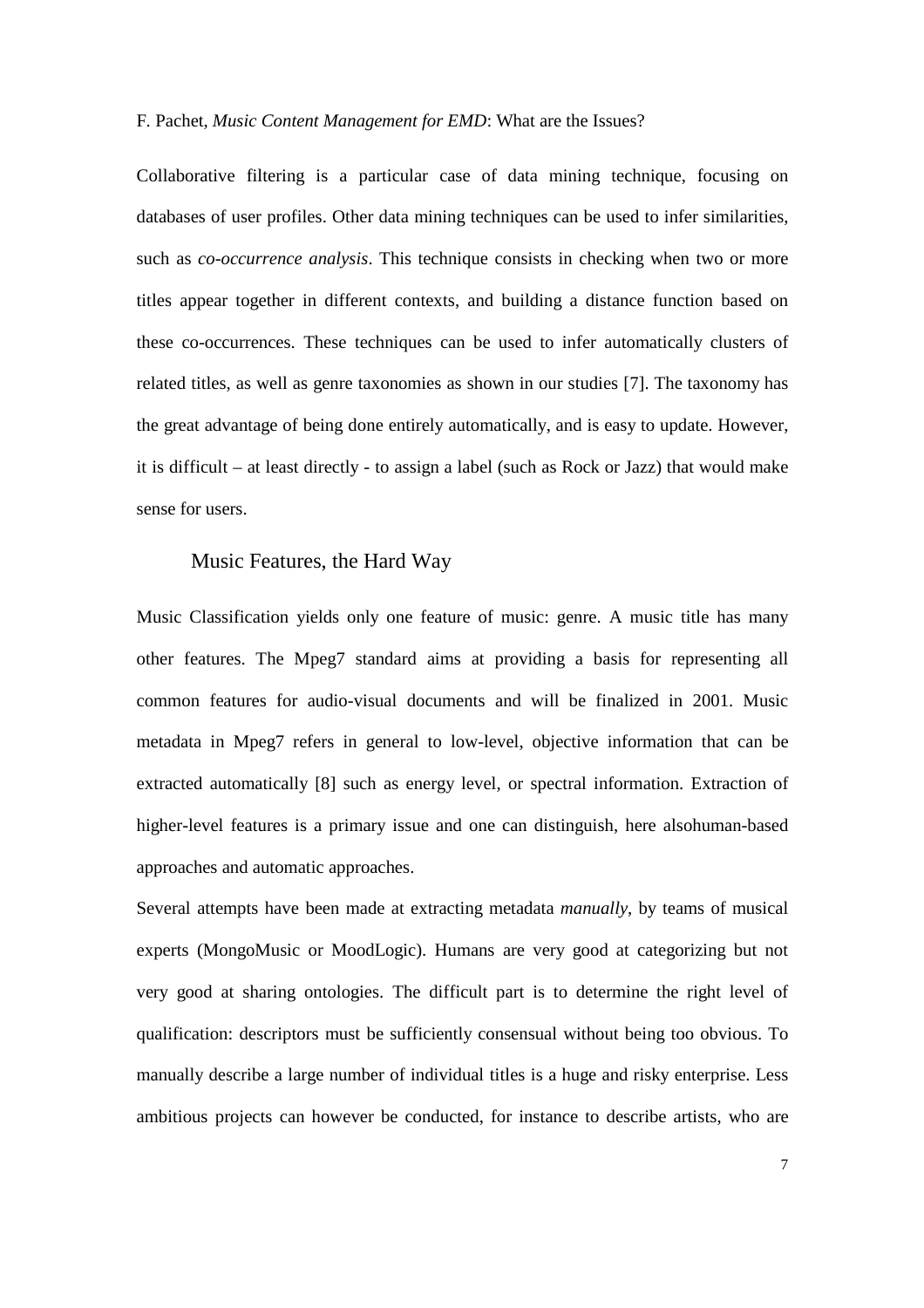Collaborative filtering is a particular case of data mining technique, focusing on databases of user profiles. Other data mining techniques can be used to infer similarities, such as *co-occurrence analysis*. This technique consists in checking when two or more titles appear together in different contexts, and building a distance function based on these co-occurrences. These techniques can be used to infer automatically clusters of related titles, as well as genre taxonomies as shown in our studies [7]. The taxonomy has the great advantage of being done entirely automatically, and is easy to update. However, it is difficult – at least directly - to assign a label (such as Rock or Jazz) that would make sense for users.

## Music Features, the Hard Way

Music Classification yields only one feature of music: genre. A music title has many other features. The Mpeg7 standard aims at providing a basis for representing all common features for audio-visual documents and will be finalized in 2001. Music metadata in Mpeg7 refers in general to low-level, objective information that can be extracted automatically [8] such as energy level, or spectral information. Extraction of higher-level features is a primary issue and one can distinguish, here alsohuman-based approaches and automatic approaches.

Several attempts have been made at extracting metadata *manually*, by teams of musical experts (MongoMusic or MoodLogic). Humans are very good at categorizing but not very good at sharing ontologies. The difficult part is to determine the right level of qualification: descriptors must be sufficiently consensual without being too obvious. To manually describe a large number of individual titles is a huge and risky enterprise. Less ambitious projects can however be conducted, for instance to describe artists, who are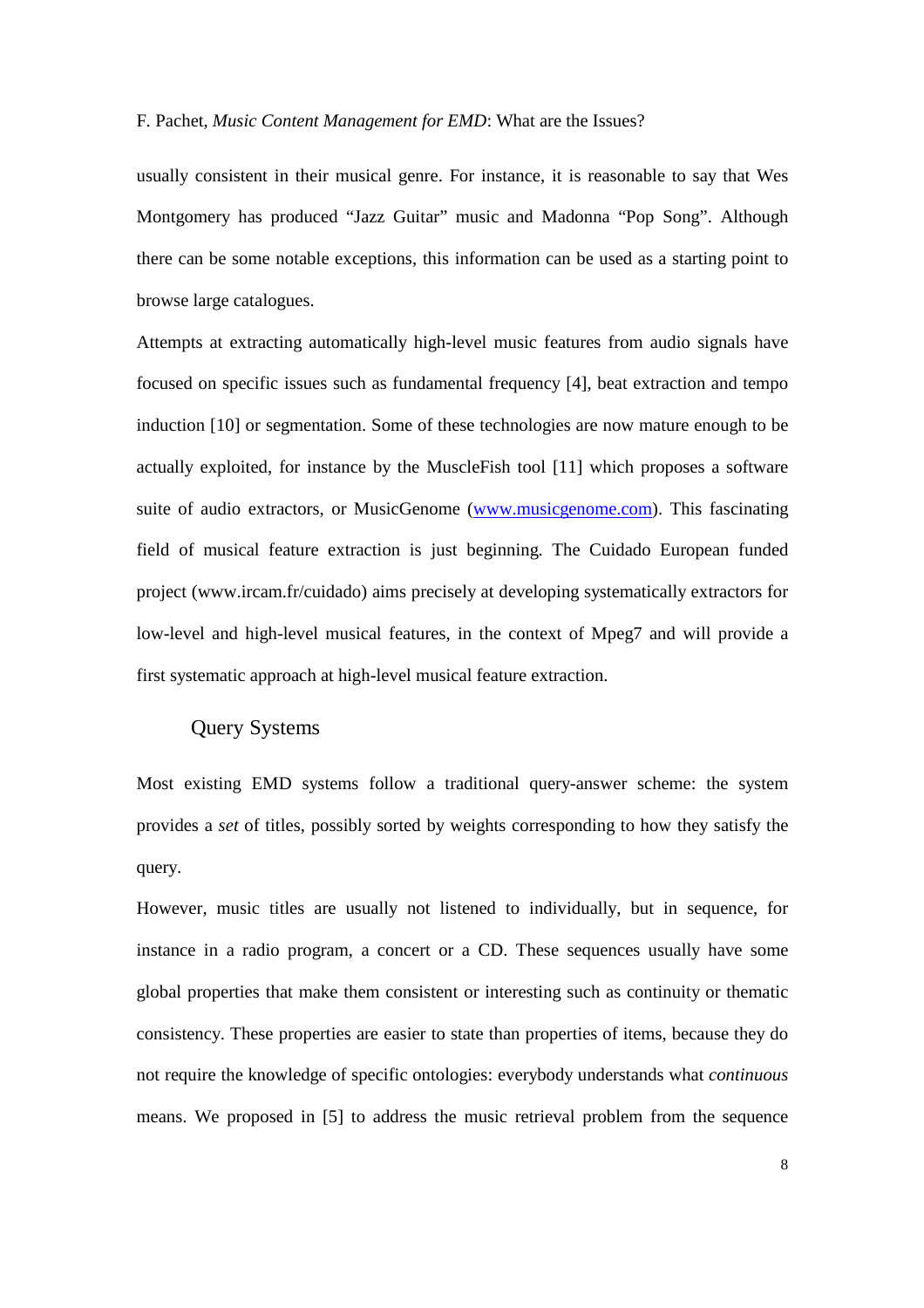usually consistent in their musical genre. For instance, it is reasonable to say that Wes Montgomery has produced "Jazz Guitar" music and Madonna "Pop Song". Although there can be some notable exceptions, this information can be used as a starting point to browse large catalogues.

Attempts at extracting automatically high-level music features from audio signals have focused on specific issues such as fundamental frequency [4], beat extraction and tempo induction [10] or segmentation. Some of these technologies are now mature enough to be actually exploited, for instance by the MuscleFish tool [11] which proposes a software suite of audio extractors, or MusicGenome (www.musicgenome.com). This fascinating field of musical feature extraction is just beginning. The Cuidado European funded project (www.ircam.fr/cuidado) aims precisely at developing systematically extractors for low-level and high-level musical features, in the context of Mpeg7 and will provide a first systematic approach at high-level musical feature extraction.

## Query Systems

Most existing EMD systems follow a traditional query-answer scheme: the system provides a *set* of titles, possibly sorted by weights corresponding to how they satisfy the query.

However, music titles are usually not listened to individually, but in sequence, for instance in a radio program, a concert or a CD. These sequences usually have some global properties that make them consistent or interesting such as continuity or thematic consistency. These properties are easier to state than properties of items, because they do not require the knowledge of specific ontologies: everybody understands what *continuous* means. We proposed in [5] to address the music retrieval problem from the sequence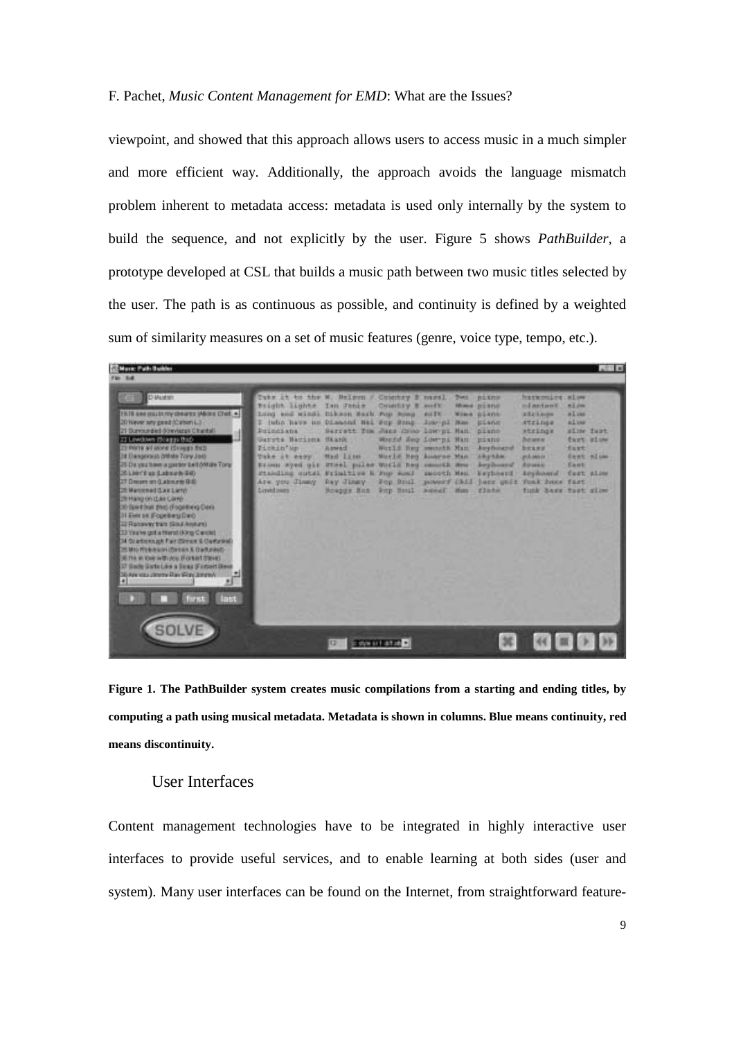viewpoint, and showed that this approach allows users to access music in a much simpler and more efficient way. Additionally, the approach avoids the language mismatch problem inherent to metadata access: metadata is used only internally by the system to build the sequence, and not explicitly by the user. Figure 5 shows *PathBuilder*, a prototype developed at CSL that builds a music path between two music titles selected by the user. The path is as continuous as possible, and continuity is defined by a weighted sum of similarity measures on a set of music features (genre, voice type, tempo, etc.).

**Figure 1. The PathBuilder system creates music compilations from a starting and ending titles, by computing a path using musical metadata. Metadata is shown in columns. Blue means continuity, red means discontinuity.**

## User Interfaces

Content management technologies have to be integrated in highly interactive user interfaces to provide useful services, and to enable learning at both sides (user and system). Many user interfaces can be found on the Internet, from straightforward feature-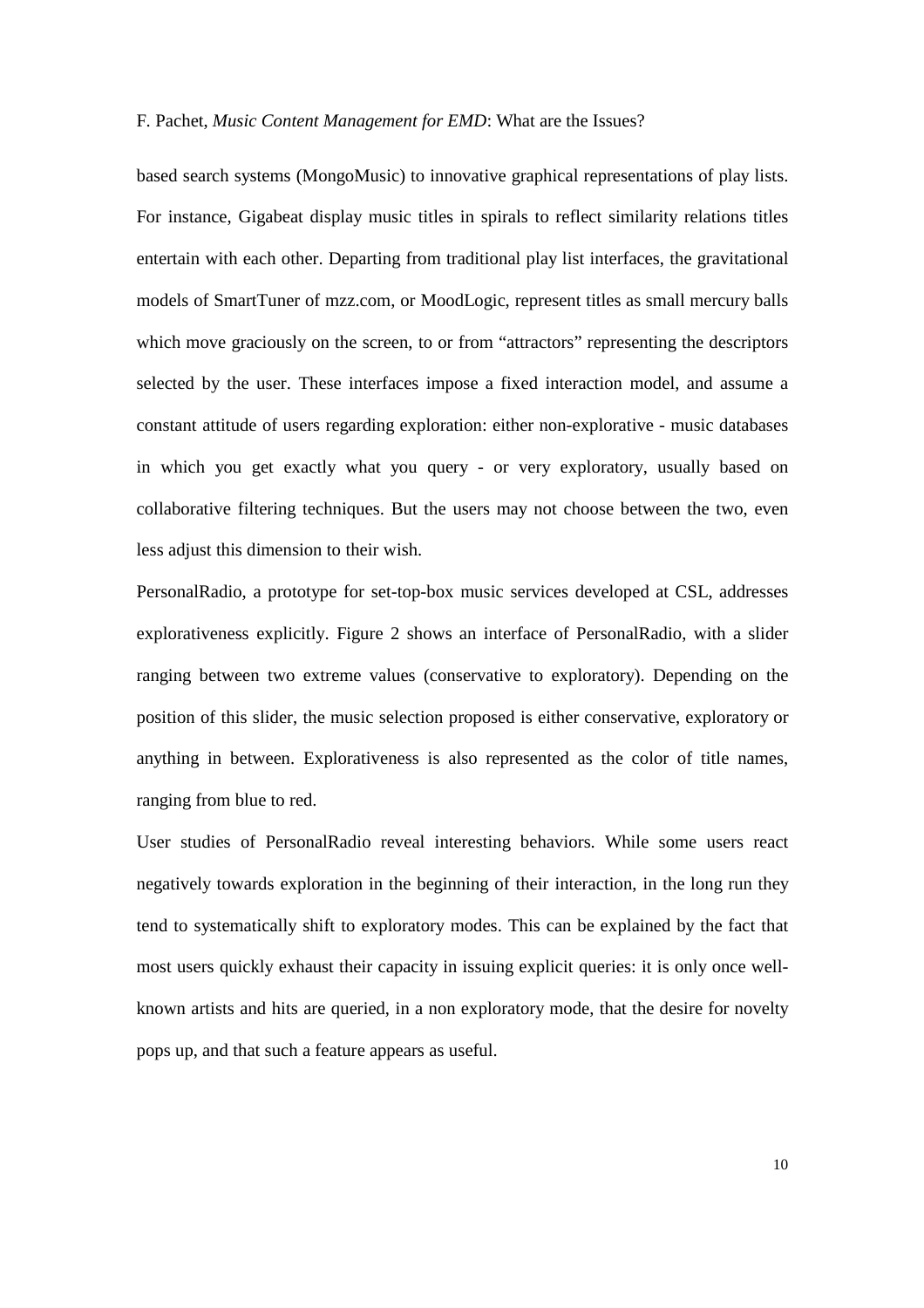based search systems (MongoMusic) to innovative graphical representations of play lists. For instance, Gigabeat display music titles in spirals to reflect similarity relations titles entertain with each other. Departing from traditional play list interfaces, the gravitational models of SmartTuner of mzz.com, or MoodLogic, represent titles as small mercury balls which move graciously on the screen, to or from "attractors" representing the descriptors selected by the user. These interfaces impose a fixed interaction model, and assume a constant attitude of users regarding exploration: either non-explorative - music databases in which you get exactly what you query - or very exploratory, usually based on collaborative filtering techniques. But the users may not choose between the two, even less adjust this dimension to their wish.

PersonalRadio, a prototype for set-top-box music services developed at CSL, addresses explorativeness explicitly. Figure 2 shows an interface of PersonalRadio, with a slider ranging between two extreme values (conservative to exploratory). Depending on the position of this slider, the music selection proposed is either conservative, exploratory or anything in between. Explorativeness is also represented as the color of title names, ranging from blue to red.

User studies of PersonalRadio reveal interesting behaviors. While some users react negatively towards exploration in the beginning of their interaction, in the long run they tend to systematically shift to exploratory modes. This can be explained by the fact that most users quickly exhaust their capacity in issuing explicit queries: it is only once well-known artists and hits are queried, in a non exploratory mode, that the desire for novelty pops up, and that such a feature appears as useful.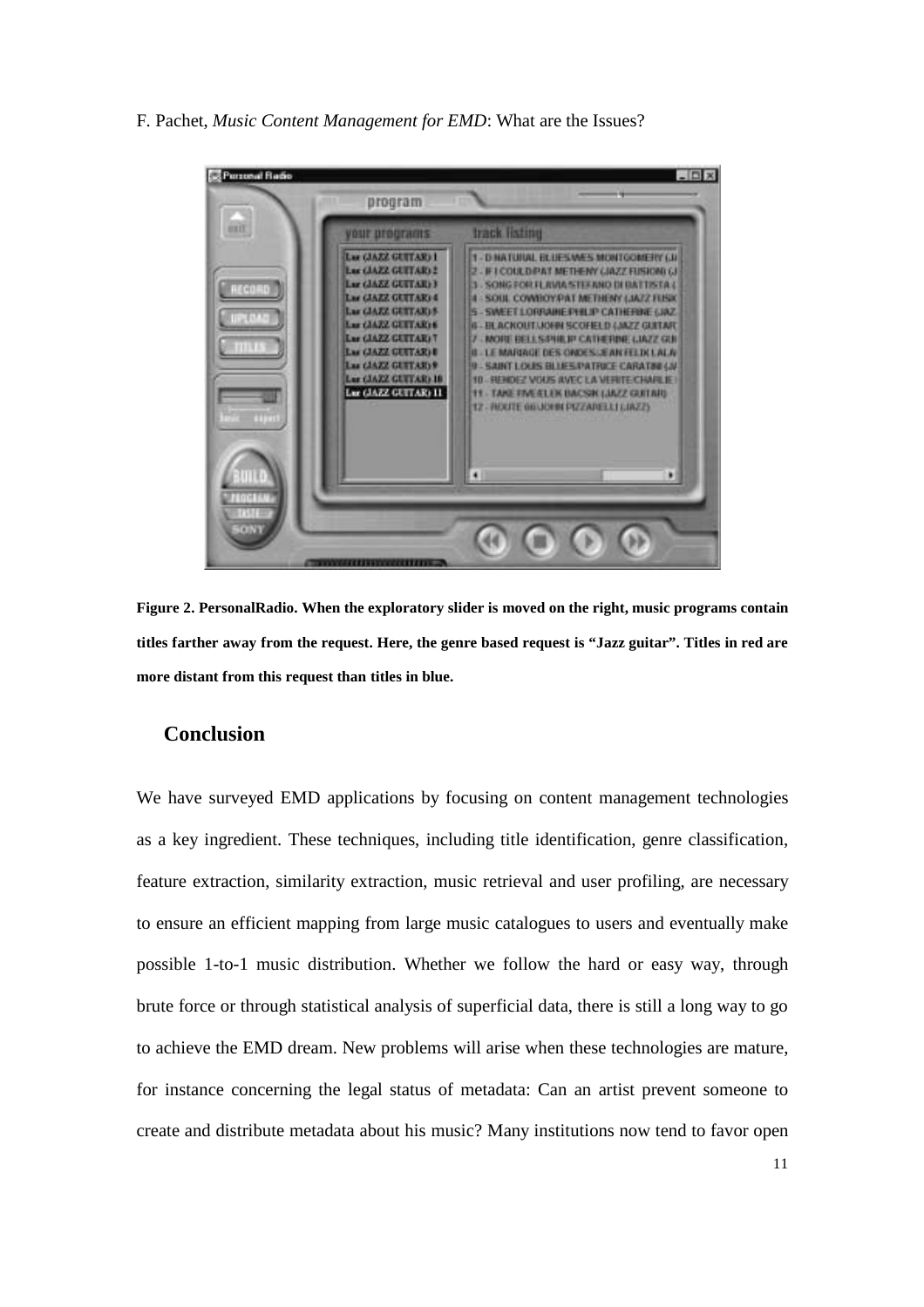Figure 2. PersonalRadio. When the exploratory slider is moved on the right, music programs contain titles farther away from the request. Here, the genre based request is "Jazz guitar". Titles in red are more distant from this request than titles in blue.

## Conclusion

We have surveyed EMD applications by focusing on content management technologies as a key ingredient. These techniques, including title identification, genre classification, feature extraction, similarity extraction, music retrieval and user profiling, are necessary to ensure an efficient mapping from large music catalogues to users and eventually make possible 1-to-1 music distribution. Whether we follow the hard or easy way, through brute force or through statistical analysis of superficial data, there is still a long way to go to achieve the EMD dream. New problems will arise when these technologies are mature, for instance concerning the legal status of metadata: Can an artist prevent someone to create and distribute metadata about his music? Many institutions now tend to favor open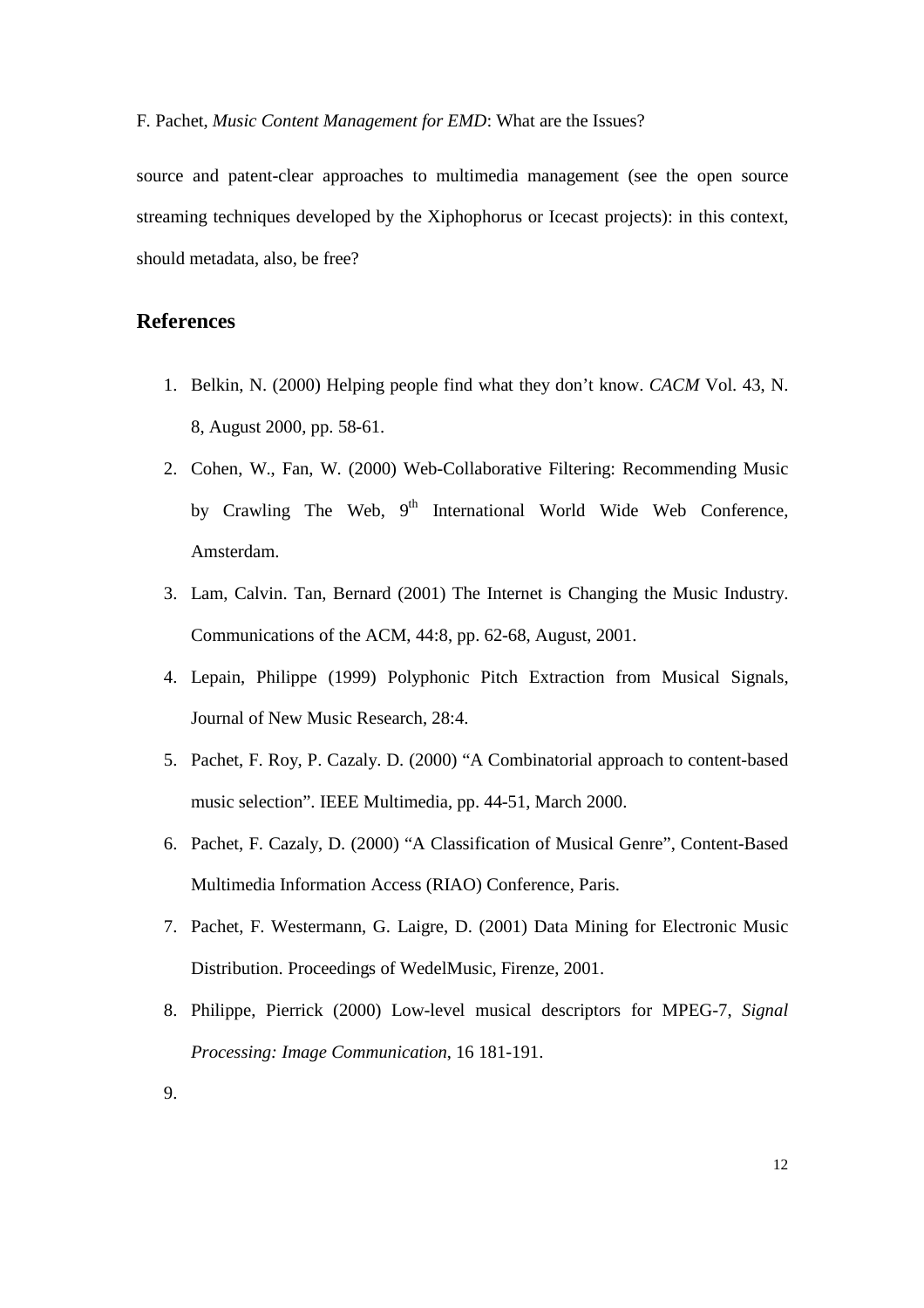source and patent-clear approaches to multimedia management (see the open source streaming techniques developed by the Xiphophorus or Icecast projects): in this context, should metadata, also, be free?

## References

1. Belkin, N. (2000) Helping people find what they don't know. *CACM* Vol. 43, N. 8, August 2000, pp. 58-61.
2. Cohen, W., Fan, W. (2000) Web-Collaborative Filtering: Recommending Music by Crawling The Web, 9th International World Wide Web Conference, Amsterdam.
3. Lam, Calvin. Tan, Bernard (2001) The Internet is Changing the Music Industry. Communications of the ACM, 44:8, pp. 62-68, August, 2001.
4. Lepain, Philippe (1999) Polyphonic Pitch Extraction from Musical Signals, Journal of New Music Research, 28:4.
5. Pachet, F. Roy, P. Cazaly. D. (2000) "A Combinatorial approach to content-based music selection". IEEE Multimedia, pp. 44-51, March 2000.
6. Pachet, F. Cazaly, D. (2000) "A Classification of Musical Genre", Content-Based Multimedia Information Access (RIAO) Conference, Paris.
7. Pachet, F. Westermann, G. Laigre, D. (2001) Data Mining for Electronic Music Distribution. Proceedings of WedelMusic, Firenze, 2001.
8. Philippe, Pierrick (2000) Low-level musical descriptors for MPEG-7, *Signal Processing: Image Communication*, 16 181-191.
9.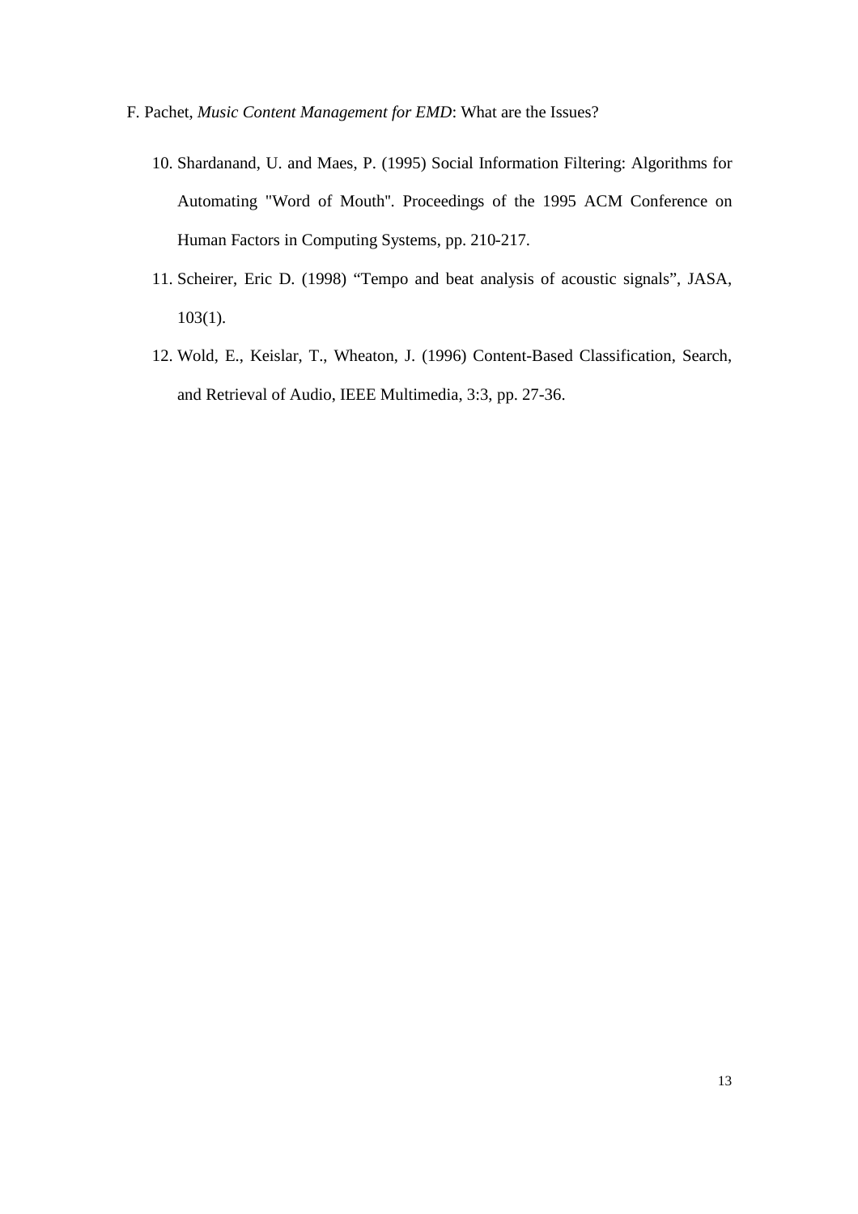10. Shardanand, U. and Maes, P. (1995) Social Information Filtering: Algorithms for Automating "Word of Mouth". Proceedings of the 1995 ACM Conference on Human Factors in Computing Systems, pp. 210-217.
11. Scheirer, Eric D. (1998) “Tempo and beat analysis of acoustic signals”, JASA, 103(1).
12. Wold, E., Keislar, T., Wheaton, J. (1996) Content-Based Classification, Search, and Retrieval of Audio, IEEE Multimedia, 3:3, pp. 27-36.